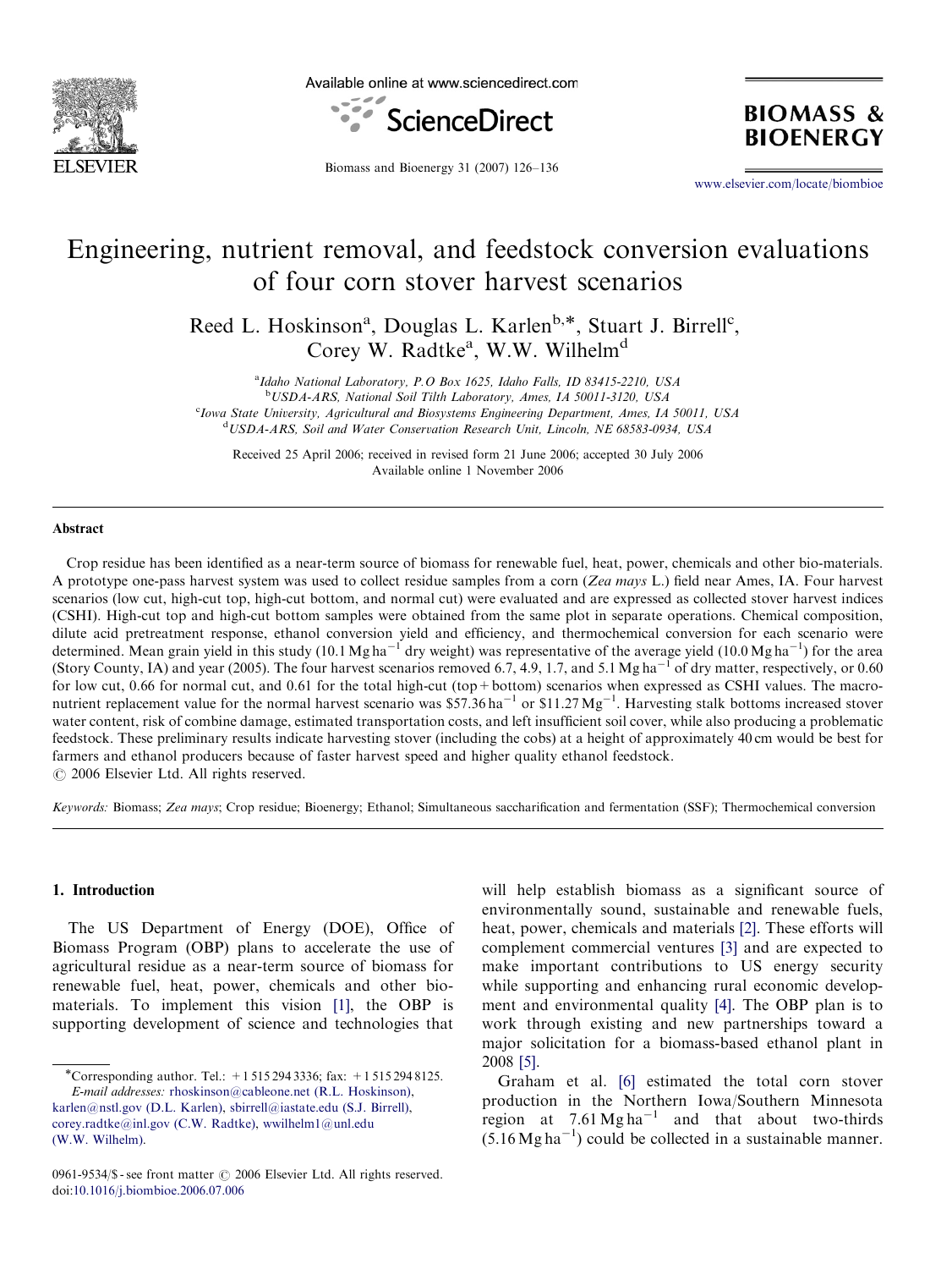# Engineering, nutrient removal, and feedstock conversion evaluations of four corn stover harvest scenarios

Reed L. Hoskinson[a], Douglas L. Karlen[b,*], Stuart J. Birrell[c], Corey W. Radtke[a], W.W. Wilhelm[d]

[a]Idaho National Laboratory, P.O Box 1625, Idaho Falls, ID 83415-2210, USA
[b]USDA-ARS, National Soil Tilth Laboratory, Ames, IA 50011-3120, USA
[c]Iowa State University, Agricultural and Biosystems Engineering Department, Ames, IA 50011, USA
[d]USDA-ARS, Soil and Water Conservation Research Unit, Lincoln, NE 68583-0934, USA

Received 25 April 2006; received in revised form 21 June 2006; accepted 30 July 2006
Available online 1 November 2006

## Abstract

Crop residue has been identified as a near-term source of biomass for renewable fuel, heat, power, chemicals and other bio-materials. A prototype one-pass harvest system was used to collect residue samples from a corn (*Zea mays* L.) field near Ames, IA. Four harvest scenarios (low cut, high-cut top, high-cut bottom, and normal cut) were evaluated and are expressed as collected stover harvest indices (CSHI). High-cut top and high-cut bottom samples were obtained from the same plot in separate operations. Chemical composition, dilute acid pretreatment response, ethanol conversion yield and efficiency, and thermochemical conversion for each scenario were determined. Mean grain yield in this study (10.1 $Mg\,ha^{-1}$ dry weight) was representative of the average yield (10.0 $Mg\,ha^{-1}$) for the area (Story County, IA) and year (2005). The four harvest scenarios removed 6.7, 4.9, 1.7, and 5.1 $Mg\,ha^{-1}$ of dry matter, respectively, or 0.60 for low cut, 0.66 for normal cut, and 0.61 for the total high-cut (top + bottom) scenarios when expressed as CSHI values. The macro-nutrient replacement value for the normal harvest scenario was \$57.36 $ha^{-1}$ or \$11.27 $Mg^{-1}$. Harvesting stalk bottoms increased stover water content, risk of combine damage, estimated transportation costs, and left insufficient soil cover, while also producing a problematic feedstock. These preliminary results indicate harvesting stover (including the cobs) at a height of approximately 40 cm would be best for farmers and ethanol producers because of faster harvest speed and higher quality ethanol feedstock.

© 2006 Elsevier Ltd. All rights reserved.

*Keywords:* Biomass; *Zea mays*; Crop residue; Bioenergy; Ethanol; Simultaneous saccharification and fermentation (SSF); Thermochemical conversion

## 1. Introduction

The US Department of Energy (DOE), Office of Biomass Program (OBP) plans to accelerate the use of agricultural residue as a near-term source of biomass for renewable fuel, heat, power, chemicals and other bio-materials. To implement this vision [1], the OBP is supporting development of science and technologies that will help establish biomass as a significant source of environmentally sound, sustainable and renewable fuels, heat, power, chemicals and materials [2]. These efforts will complement commercial ventures [3] and are expected to make important contributions to US energy security while supporting and enhancing rural economic development and environmental quality [4]. The OBP plan is to work through existing and new partnerships toward a major solicitation for a biomass-based ethanol plant in 2008 [5].

Graham et al. [6] estimated the total corn stover production in the Northern Iowa/Southern Minnesota region at 7.61 $Mg\,ha^{-1}$ and that about two-thirds (5.16 $Mg\,ha^{-1}$) could be collected in a sustainable manner.

*Corresponding author. Tel.: +1 515 294 3336; fax: +1 515 294 8125.
*E-mail addresses:* rhoskinson@cableone.net (R.L. Hoskinson), karlen@nstl.gov (D.L. Karlen), sbirrell@iastate.edu (S.J. Birrell), corey.radtke@inl.gov (C.W. Radtke), wwilhelm1@unl.edu (W.W. Wilhelm).

0961-9534/$ - see front matter © 2006 Elsevier Ltd. All rights reserved.
doi:10.1016/j.biombioe.2006.07.006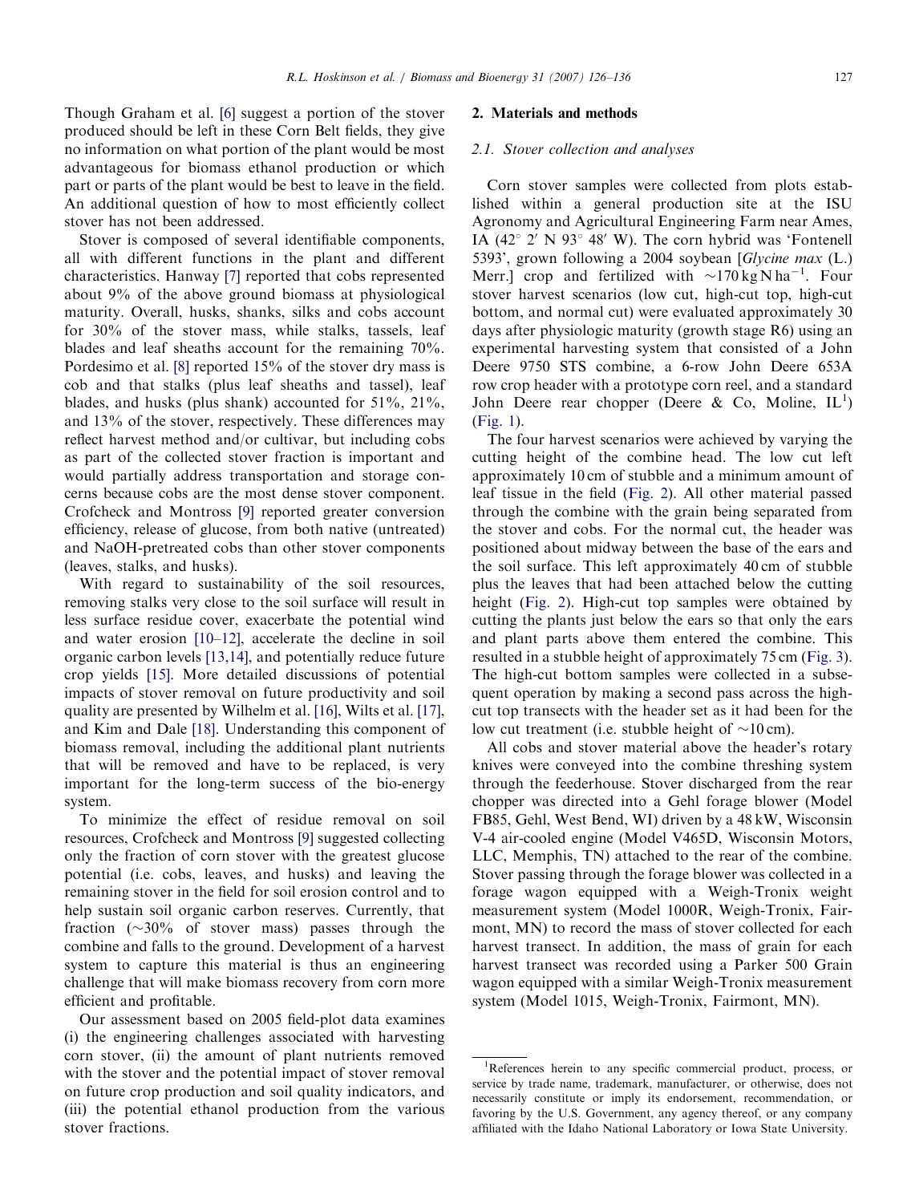Though Graham et al. [6] suggest a portion of the stover produced should be left in these Corn Belt fields, they give no information on what portion of the plant would be most advantageous for biomass ethanol production or which part or parts of the plant would be best to leave in the field. An additional question of how to most efficiently collect stover has not been addressed.

Stover is composed of several identifiable components, all with different functions in the plant and different characteristics. Hanway [7] reported that cobs represented about 9% of the above ground biomass at physiological maturity. Overall, husks, shanks, silks and cobs account for 30% of the stover mass, while stalks, tassels, leaf blades and leaf sheaths account for the remaining 70%. Pordesimo et al. [8] reported 15% of the stover dry mass is cob and that stalks (plus leaf sheaths and tassel), leaf blades, and husks (plus shank) accounted for 51%, 21%, and 13% of the stover, respectively. These differences may reflect harvest method and/or cultivar, but including cobs as part of the collected stover fraction is important and would partially address transportation and storage concerns because cobs are the most dense stover component. Crofcheck and Montross [9] reported greater conversion efficiency, release of glucose, from both native (untreated) and NaOH-pretreated cobs than other stover components (leaves, stalks, and husks).

With regard to sustainability of the soil resources, removing stalks very close to the soil surface will result in less surface residue cover, exacerbate the potential wind and water erosion [10–12], accelerate the decline in soil organic carbon levels [13,14], and potentially reduce future crop yields [15]. More detailed discussions of potential impacts of stover removal on future productivity and soil quality are presented by Wilhelm et al. [16], Wilts et al. [17], and Kim and Dale [18]. Understanding this component of biomass removal, including the additional plant nutrients that will be removed and have to be replaced, is very important for the long-term success of the bio-energy system.

To minimize the effect of residue removal on soil resources, Crofcheck and Montross [9] suggested collecting only the fraction of corn stover with the greatest glucose potential (i.e. cobs, leaves, and husks) and leaving the remaining stover in the field for soil erosion control and to help sustain soil organic carbon reserves. Currently, that fraction (~30% of stover mass) passes through the combine and falls to the ground. Development of a harvest system to capture this material is thus an engineering challenge that will make biomass recovery from corn more efficient and profitable.

Our assessment based on 2005 field-plot data examines (i) the engineering challenges associated with harvesting corn stover, (ii) the amount of plant nutrients removed with the stover and the potential impact of stover removal on future crop production and soil quality indicators, and (iii) the potential ethanol production from the various stover fractions.

## 2. Materials and methods

### 2.1. Stover collection and analyses

Corn stover samples were collected from plots established within a general production site at the ISU Agronomy and Agricultural Engineering Farm near Ames, IA (42° 2′ N 93° 48′ W). The corn hybrid was 'Fontenell 5393', grown following a 2004 soybean [*Glycine max* (L.) Merr.] crop and fertilized with ~170 kg N ha$^{-1}$. Four stover harvest scenarios (low cut, high-cut top, high-cut bottom, and normal cut) were evaluated approximately 30 days after physiologic maturity (growth stage R6) using an experimental harvesting system that consisted of a John Deere 9750 STS combine, a 6-row John Deere 653A row crop header with a prototype corn reel, and a standard John Deere rear chopper (Deere & Co, Moline, IL[1]) (Fig. 1).

The four harvest scenarios were achieved by varying the cutting height of the combine head. The low cut left approximately 10 cm of stubble and a minimum amount of leaf tissue in the field (Fig. 2). All other material passed through the combine with the grain being separated from the stover and cobs. For the normal cut, the header was positioned about midway between the base of the ears and the soil surface. This left approximately 40 cm of stubble plus the leaves that had been attached below the cutting height (Fig. 2). High-cut top samples were obtained by cutting the plants just below the ears so that only the ears and plant parts above them entered the combine. This resulted in a stubble height of approximately 75 cm (Fig. 3). The high-cut bottom samples were collected in a subsequent operation by making a second pass across the high-cut top transects with the header set as it had been for the low cut treatment (i.e. stubble height of ~10 cm).

All cobs and stover material above the header's rotary knives were conveyed into the combine threshing system through the feederhouse. Stover discharged from the rear chopper was directed into a Gehl forage blower (Model FB85, Gehl, West Bend, WI) driven by a 48 kW, Wisconsin V-4 air-cooled engine (Model V465D, Wisconsin Motors, LLC, Memphis, TN) attached to the rear of the combine. Stover passing through the forage blower was collected in a forage wagon equipped with a Weigh-Tronix weight measurement system (Model 1000R, Weigh-Tronix, Fairmont, MN) to record the mass of stover collected for each harvest transect. In addition, the mass of grain for each harvest transect was recorded using a Parker 500 Grain wagon equipped with a similar Weigh-Tronix measurement system (Model 1015, Weigh-Tronix, Fairmont, MN).

[1]References herein to any specific commercial product, process, or service by trade name, trademark, manufacturer, or otherwise, does not necessarily constitute or imply its endorsement, recommendation, or favoring by the U.S. Government, any agency thereof, or any company affiliated with the Idaho National Laboratory or Iowa State University.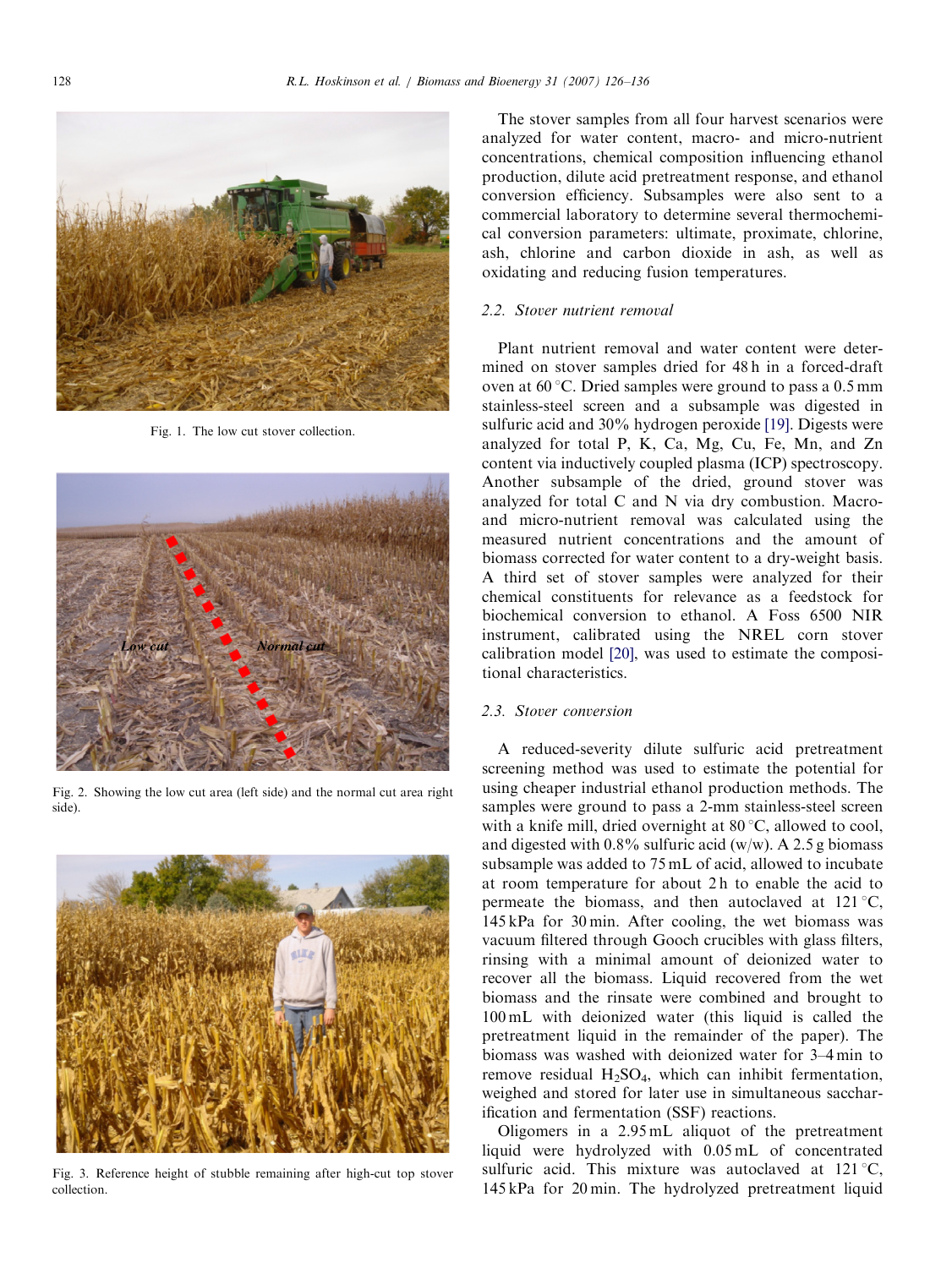Fig. 1. The low cut stover collection.

Fig. 2. Showing the low cut area (left side) and the normal cut area right side).

Fig. 3. Reference height of stubble remaining after high-cut top stover collection.

The stover samples from all four harvest scenarios were analyzed for water content, macro- and micro-nutrient concentrations, chemical composition influencing ethanol production, dilute acid pretreatment response, and ethanol conversion efficiency. Subsamples were also sent to a commercial laboratory to determine several thermochemical conversion parameters: ultimate, proximate, chlorine, ash, chlorine and carbon dioxide in ash, as well as oxidating and reducing fusion temperatures.

### 2.2. Stover nutrient removal

Plant nutrient removal and water content were determined on stover samples dried for 48 h in a forced-draft oven at 60 °C. Dried samples were ground to pass a 0.5 mm stainless-steel screen and a subsample was digested in sulfuric acid and 30% hydrogen peroxide [19]. Digests were analyzed for total P, K, Ca, Mg, Cu, Fe, Mn, and Zn content via inductively coupled plasma (ICP) spectroscopy. Another subsample of the dried, ground stover was analyzed for total C and N via dry combustion. Macro- and micro-nutrient removal was calculated using the measured nutrient concentrations and the amount of biomass corrected for water content to a dry-weight basis. A third set of stover samples were analyzed for their chemical constituents for relevance as a feedstock for biochemical conversion to ethanol. A Foss 6500 NIR instrument, calibrated using the NREL corn stover calibration model [20], was used to estimate the compositional characteristics.

### 2.3. Stover conversion

A reduced-severity dilute sulfuric acid pretreatment screening method was used to estimate the potential for using cheaper industrial ethanol production methods. The samples were ground to pass a 2-mm stainless-steel screen with a knife mill, dried overnight at 80 °C, allowed to cool, and digested with 0.8% sulfuric acid (w/w). A 2.5 g biomass subsample was added to 75 mL of acid, allowed to incubate at room temperature for about 2 h to enable the acid to permeate the biomass, and then autoclaved at 121 °C, 145 kPa for 30 min. After cooling, the wet biomass was vacuum filtered through Gooch crucibles with glass filters, rinsing with a minimal amount of deionized water to recover all the biomass. Liquid recovered from the wet biomass and the rinsate were combined and brought to 100 mL with deionized water (this liquid is called the pretreatment liquid in the remainder of the paper). The biomass was washed with deionized water for 3–4 min to remove residual $H_2SO_4$, which can inhibit fermentation, weighed and stored for later use in simultaneous saccharification and fermentation (SSF) reactions.

Oligomers in a 2.95 mL aliquot of the pretreatment liquid were hydrolyzed with 0.05 mL of concentrated sulfuric acid. This mixture was autoclaved at 121 °C, 145 kPa for 20 min. The hydrolyzed pretreatment liquid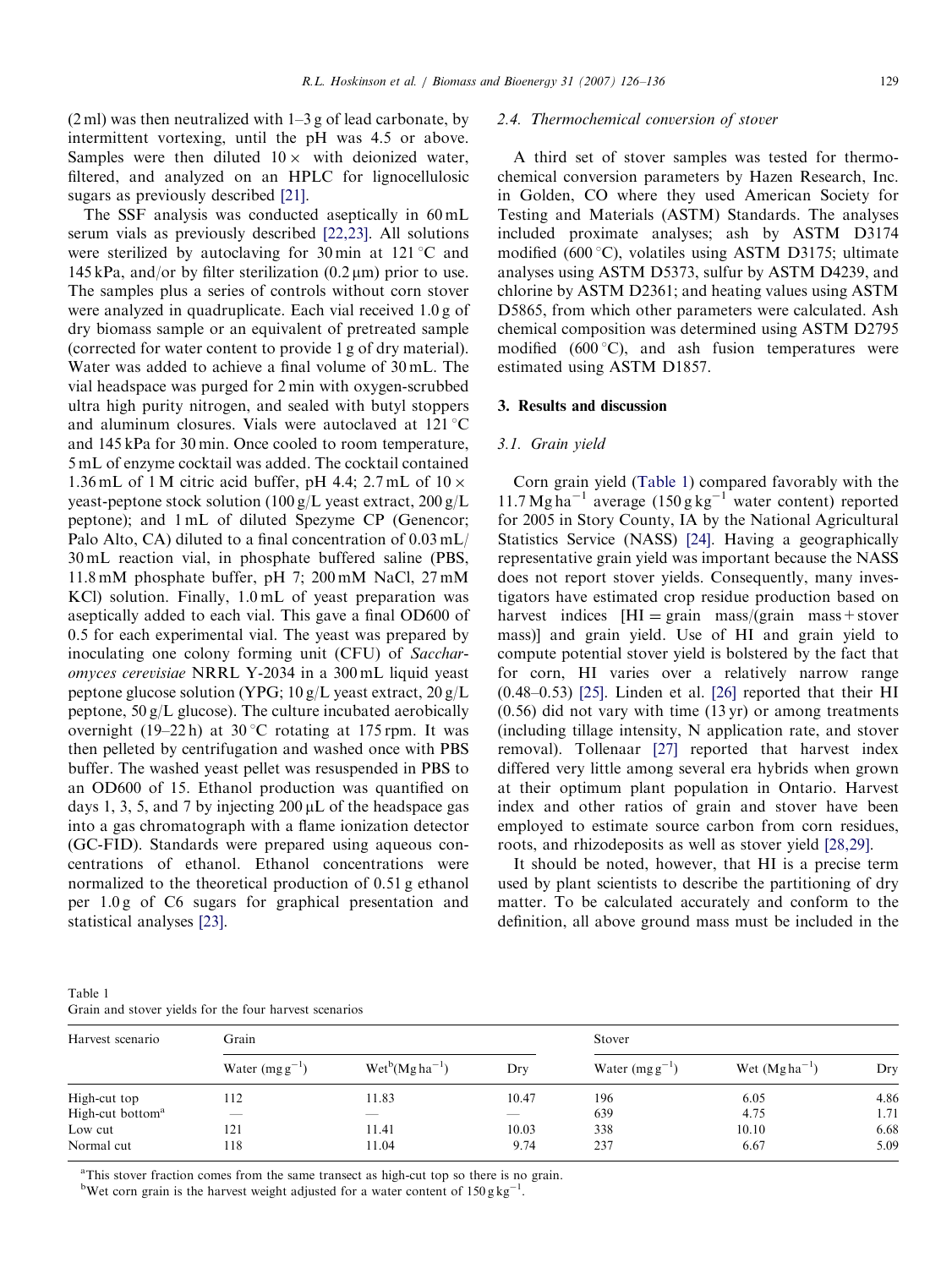(2 ml) was then neutralized with 1–3 g of lead carbonate, by intermittent vortexing, until the pH was 4.5 or above. Samples were then diluted 10× with deionized water, filtered, and analyzed on an HPLC for lignocellulosic sugars as previously described [21].

The SSF analysis was conducted aseptically in 60 mL serum vials as previously described [22,23]. All solutions were sterilized by autoclaving for 30 min at 121 °C and 145 kPa, and/or by filter sterilization (0.2 μm) prior to use. The samples plus a series of controls without corn stover were analyzed in quadruplicate. Each vial received 1.0 g of dry biomass sample or an equivalent of pretreated sample (corrected for water content to provide 1 g of dry material). Water was added to achieve a final volume of 30 mL. The vial headspace was purged for 2 min with oxygen-scrubbed ultra high purity nitrogen, and sealed with butyl stoppers and aluminum closures. Vials were autoclaved at 121 °C and 145 kPa for 30 min. Once cooled to room temperature, 5 mL of enzyme cocktail was added. The cocktail contained 1.36 mL of 1 M citric acid buffer, pH 4.4; 2.7 mL of 10× yeast-peptone stock solution (100 g/L yeast extract, 200 g/L peptone); and 1 mL of diluted Spezyme CP (Genencor; Palo Alto, CA) diluted to a final concentration of 0.03 mL/30 mL reaction vial, in phosphate buffered saline (PBS, 11.8 mM phosphate buffer, pH 7; 200 mM NaCl, 27 mM KCl) solution. Finally, 1.0 mL of yeast preparation was aseptically added to each vial. This gave a final OD600 of 0.5 for each experimental vial. The yeast was prepared by inoculating one colony forming unit (CFU) of *Saccharomyces cerevisiae* NRRL Y-2034 in a 300 mL liquid yeast peptone glucose solution (YPG; 10 g/L yeast extract, 20 g/L peptone, 50 g/L glucose). The culture incubated aerobically overnight (19–22 h) at 30 °C rotating at 175 rpm. It was then pelleted by centrifugation and washed once with PBS buffer. The washed yeast pellet was resuspended in PBS to an OD600 of 15. Ethanol production was quantified on days 1, 3, 5, and 7 by injecting 200 μL of the headspace gas into a gas chromatograph with a flame ionization detector (GC-FID). Standards were prepared using aqueous concentrations of ethanol. Ethanol concentrations were normalized to the theoretical production of 0.51 g ethanol per 1.0 g of C6 sugars for graphical presentation and statistical analyses [23].

### 2.4. Thermochemical conversion of stover

A third set of stover samples was tested for thermochemical conversion parameters by Hazen Research, Inc. in Golden, CO where they used American Society for Testing and Materials (ASTM) Standards. The analyses included proximate analyses; ash by ASTM D3174 modified (600 °C), volatiles using ASTM D3175; ultimate analyses using ASTM D5373, sulfur by ASTM D4239, and chlorine by ASTM D2361; and heating values using ASTM D5865, from which other parameters were calculated. Ash chemical composition was determined using ASTM D2795 modified (600 °C), and ash fusion temperatures were estimated using ASTM D1857.

## 3. Results and discussion

### 3.1. Grain yield

Corn grain yield (Table 1) compared favorably with the 11.7 Mg ha$^{-1}$ average (150 g kg$^{-1}$ water content) reported for 2005 in Story County, IA by the National Agricultural Statistics Service (NASS) [24]. Having a geographically representative grain yield was important because the NASS does not report stover yields. Consequently, many investigators have estimated crop residue production based on harvest indices [HI = grain mass/(grain mass + stover mass)] and grain yield. Use of HI and grain yield to compute potential stover yield is bolstered by the fact that for corn, HI varies over a relatively narrow range (0.48–0.53) [25]. Linden et al. [26] reported that their HI (0.56) did not vary with time (13 yr) or among treatments (including tillage intensity, N application rate, and stover removal). Tollenaar [27] reported that harvest index differed very little among several era hybrids when grown at their optimum plant population in Ontario. Harvest index and other ratios of grain and stover have been employed to estimate source carbon from corn residues, roots, and rhizodeposits as well as stover yield [28,29].

It should be noted, however, that HI is a precise term used by plant scientists to describe the partitioning of dry matter. To be calculated accurately and conform to the definition, all above ground mass must be included in the

Table 1
Grain and stover yields for the four harvest scenarios

| Harvest scenario | Grain | | | Stover | | |
|---|---|---|---|---|---|---|
| | Water (mg g$^{-1}$) | Wet[b] (Mg ha$^{-1}$) | Dry | Water (mg g$^{-1}$) | Wet (Mg ha$^{-1}$) | Dry |
| High-cut top | 112 | 11.83 | 10.47 | 196 | 6.05 | 4.86 |
| High-cut bottom[a] | — | — | — | 639 | 4.75 | 1.71 |
| Low cut | 121 | 11.41 | 10.03 | 338 | 10.10 | 6.68 |
| Normal cut | 118 | 11.04 | 9.74 | 237 | 6.67 | 5.09 |

[a]This stover fraction comes from the same transect as high-cut top so there is no grain.
[b]Wet corn grain is the harvest weight adjusted for a water content of 150 g kg$^{-1}$.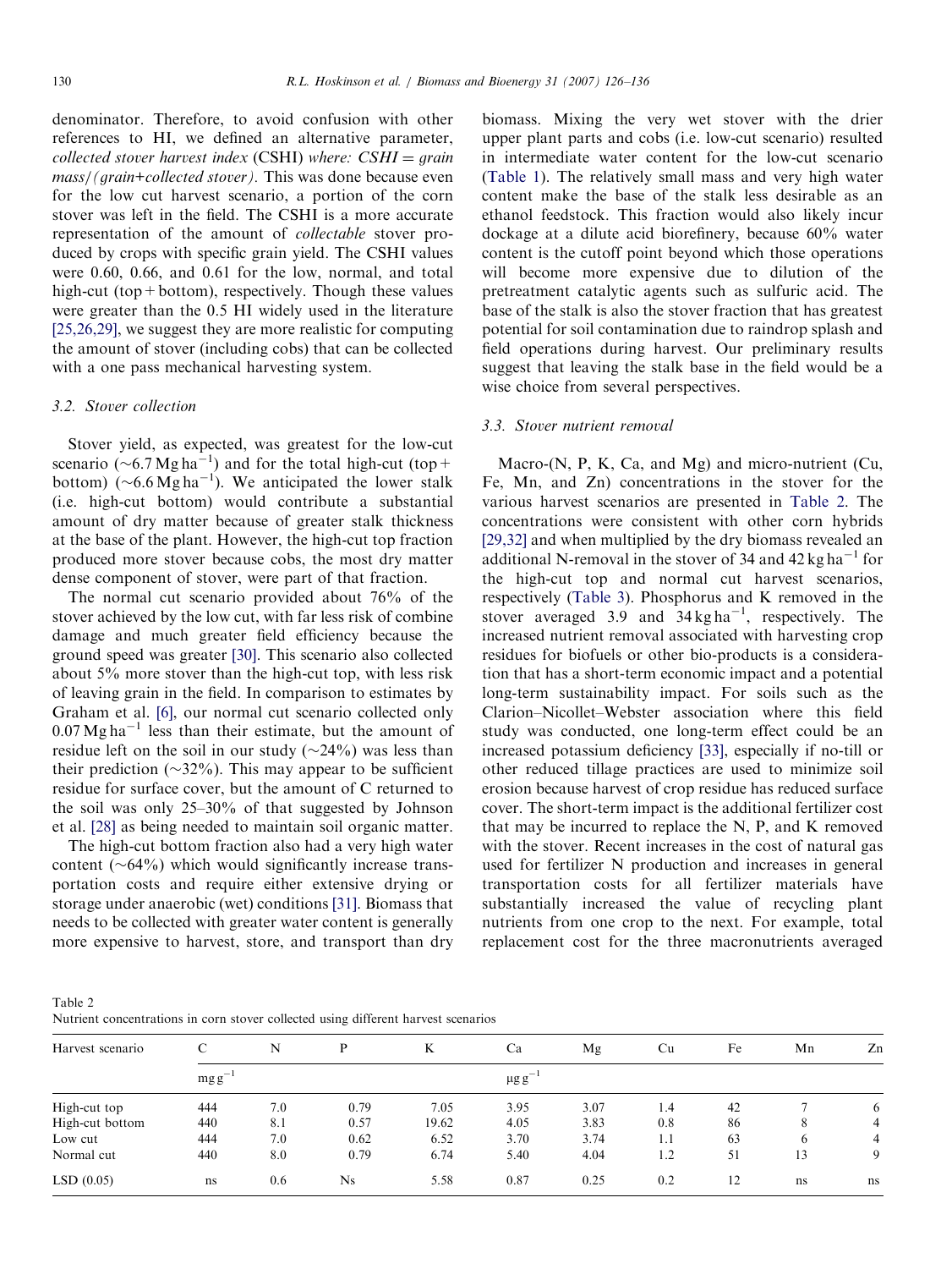denominator. Therefore, to avoid confusion with other references to HI, we defined an alternative parameter, *collected stover harvest index* (CSHI) *where: CSHI = grain mass/(grain+collected stover)*. This was done because even for the low cut harvest scenario, a portion of the corn stover was left in the field. The CSHI is a more accurate representation of the amount of *collectable* stover produced by crops with specific grain yield. The CSHI values were 0.60, 0.66, and 0.61 for the low, normal, and total high-cut (top + bottom), respectively. Though these values were greater than the 0.5 HI widely used in the literature [25,26,29], we suggest they are more realistic for computing the amount of stover (including cobs) that can be collected with a one pass mechanical harvesting system.

### 3.2. Stover collection

Stover yield, as expected, was greatest for the low-cut scenario (~6.7 Mg ha$^{-1}$) and for the total high-cut (top + bottom) (~6.6 Mg ha$^{-1}$). We anticipated the lower stalk (i.e. high-cut bottom) would contribute a substantial amount of dry matter because of greater stalk thickness at the base of the plant. However, the high-cut top fraction produced more stover because cobs, the most dry matter dense component of stover, were part of that fraction.

The normal cut scenario provided about 76% of the stover achieved by the low cut, with far less risk of combine damage and much greater field efficiency because the ground speed was greater [30]. This scenario also collected about 5% more stover than the high-cut top, with less risk of leaving grain in the field. In comparison to estimates by Graham et al. [6], our normal cut scenario collected only 0.07 Mg ha$^{-1}$ less than their estimate, but the amount of residue left on the soil in our study (~24%) was less than their prediction (~32%). This may appear to be sufficient residue for surface cover, but the amount of C returned to the soil was only 25–30% of that suggested by Johnson et al. [28] as being needed to maintain soil organic matter.

The high-cut bottom fraction also had a very high water content (~64%) which would significantly increase transportation costs and require either extensive drying or storage under anaerobic (wet) conditions [31]. Biomass that needs to be collected with greater water content is generally more expensive to harvest, store, and transport than dry biomass. Mixing the very wet stover with the drier upper plant parts and cobs (i.e. low-cut scenario) resulted in intermediate water content for the low-cut scenario (Table 1). The relatively small mass and very high water content make the base of the stalk less desirable as an ethanol feedstock. This fraction would also likely incur dockage at a dilute acid biorefinery, because 60% water content is the cutoff point beyond which those operations will become more expensive due to dilution of the pretreatment catalytic agents such as sulfuric acid. The base of the stalk is also the stover fraction that has greatest potential for soil contamination due to raindrop splash and field operations during harvest. Our preliminary results suggest that leaving the stalk base in the field would be a wise choice from several perspectives.

### 3.3. Stover nutrient removal

Macro-(N, P, K, Ca, and Mg) and micro-nutrient (Cu, Fe, Mn, and Zn) concentrations in the stover for the various harvest scenarios are presented in Table 2. The concentrations were consistent with other corn hybrids [29,32] and when multiplied by the dry biomass revealed an additional N-removal in the stover of 34 and 42 kg ha$^{-1}$ for the high-cut top and normal cut harvest scenarios, respectively (Table 3). Phosphorus and K removed in the stover averaged 3.9 and 34 kg ha$^{-1}$, respectively. The increased nutrient removal associated with harvesting crop residues for biofuels or other bio-products is a consideration that has a short-term economic impact and a potential long-term sustainability impact. For soils such as the Clarion–Nicollet–Webster association where this field study was conducted, one long-term effect could be an increased potassium deficiency [33], especially if no-till or other reduced tillage practices are used to minimize soil erosion because harvest of crop residue has reduced surface cover. The short-term impact is the additional fertilizer cost that may be incurred to replace the N, P, and K removed with the stover. Recent increases in the cost of natural gas used for fertilizer N production and increases in general transportation costs for all fertilizer materials have substantially increased the value of recycling plant nutrients from one crop to the next. For example, total replacement cost for the three macronutrients averaged

Table 2
Nutrient concentrations in corn stover collected using different harvest scenarios

| Harvest scenario | C | N | P | K | Ca | Mg | Cu | Fe | Mn | Zn |
|---|---|---|---|---|---|---|---|---|---|---|
| | mg g$^{-1}$ | | | | | | μg g$^{-1}$ | | | |
| High-cut top | 444 | 7.0 | 0.79 | 7.05 | 3.95 | 3.07 | 1.4 | 42 | 7 | 6 |
| High-cut bottom | 440 | 8.1 | 0.57 | 19.62 | 4.05 | 3.83 | 0.8 | 86 | 8 | 4 |
| Low cut | 444 | 7.0 | 0.62 | 6.52 | 3.70 | 3.74 | 1.1 | 63 | 6 | 4 |
| Normal cut | 440 | 8.0 | 0.79 | 6.74 | 5.40 | 4.04 | 1.2 | 51 | 13 | 9 |
| LSD (0.05) | ns | 0.6 | Ns | 5.58 | 0.87 | 0.25 | 0.2 | 12 | ns | ns |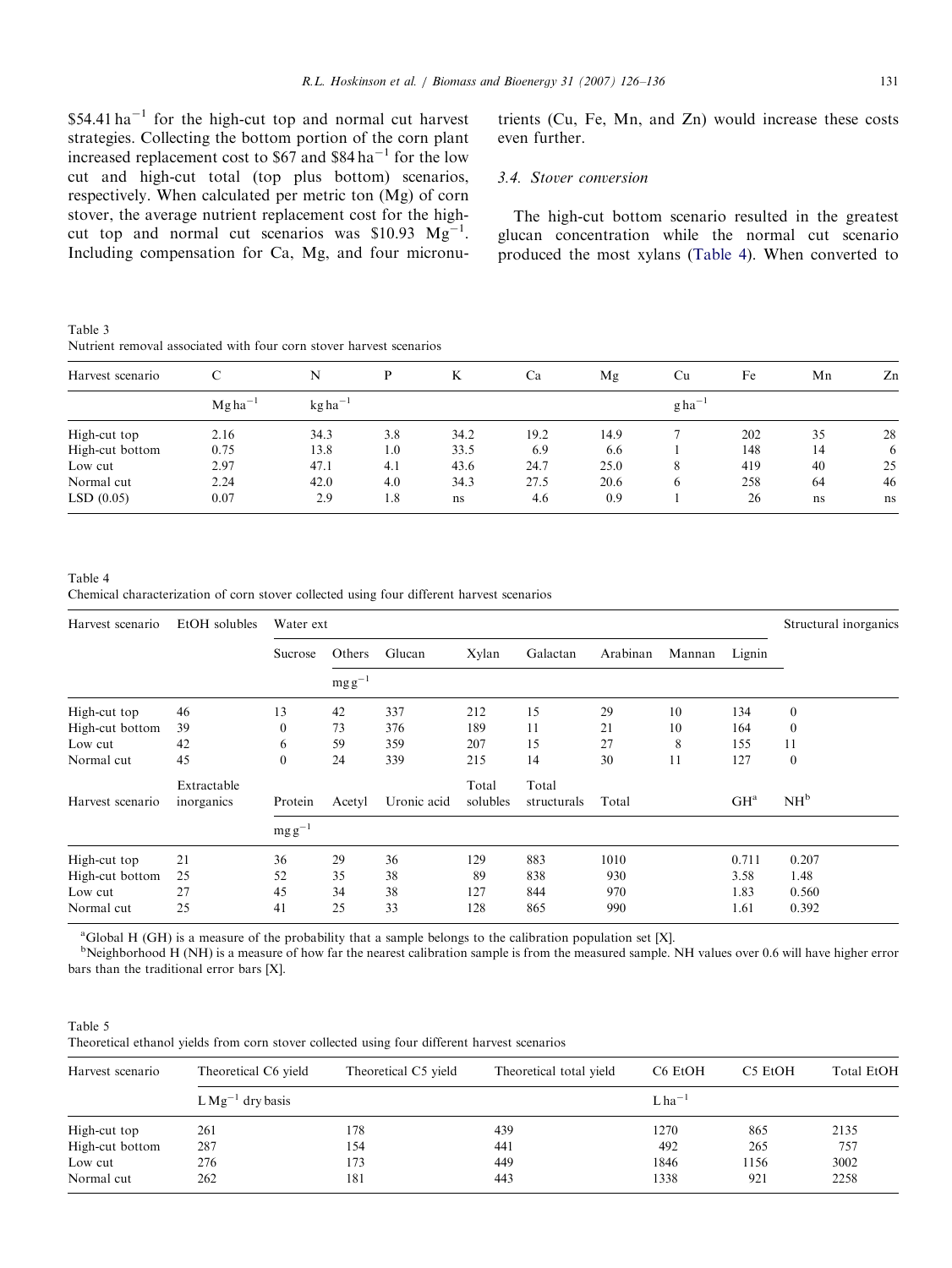$54.41 ha$^{-1}$ for the high-cut top and normal cut harvest strategies. Collecting the bottom portion of the corn plant increased replacement cost to $67 and $84 ha$^{-1}$ for the low cut and high-cut total (top plus bottom) scenarios, respectively. When calculated per metric ton (Mg) of corn stover, the average nutrient replacement cost for the high-cut top and normal cut scenarios was $10.93 Mg$^{-1}$. Including compensation for Ca, Mg, and four micronutrients (Cu, Fe, Mn, and Zn) would increase these costs even further.

### 3.4. Stover conversion

The high-cut bottom scenario resulted in the greatest glucan concentration while the normal cut scenario produced the most xylans (Table 4). When converted to

Table 3
Nutrient removal associated with four corn stover harvest scenarios

| Harvest scenario | C | N | P | K | Ca | Mg | Cu | Fe | Mn | Zn |
|---|---|---|---|---|---|---|---|---|---|---|
| | Mg ha$^{-1}$ | kg ha$^{-1}$ | | | | | g ha$^{-1}$ | | | |
| High-cut top | 2.16 | 34.3 | 3.8 | 34.2 | 19.2 | 14.9 | 7 | 202 | 35 | 28 |
| High-cut bottom | 0.75 | 13.8 | 1.0 | 33.5 | 6.9 | 6.6 | 1 | 148 | 14 | 6 |
| Low cut | 2.97 | 47.1 | 4.1 | 43.6 | 24.7 | 25.0 | 8 | 419 | 40 | 25 |
| Normal cut | 2.24 | 42.0 | 4.0 | 34.3 | 27.5 | 20.6 | 6 | 258 | 64 | 46 |
| LSD (0.05) | 0.07 | 2.9 | 1.8 | ns | 4.6 | 0.9 | 1 | 26 | ns | ns |

Table 4
Chemical characterization of corn stover collected using four different harvest scenarios

| Harvest scenario | EtOH solubles | Water ext | | | | | | | | Structural inorganics |
|---|---|---|---|---|---|---|---|---|---|---|
| | | Sucrose | Others | Glucan | Xylan | Galactan | Arabinan | Mannan | Lignin | |
| | | | mg g$^{-1}$ | | | | | | | |
| High-cut top | 46 | 13 | 42 | 337 | 212 | 15 | 29 | 10 | 134 | 0 |
| High-cut bottom | 39 | 0 | 73 | 376 | 189 | 11 | 21 | 10 | 164 | 0 |
| Low cut | 42 | 6 | 59 | 359 | 207 | 15 | 27 | 8 | 155 | 11 |
| Normal cut | 45 | 0 | 24 | 339 | 215 | 14 | 30 | 11 | 127 | 0 |
| **Harvest scenario** | **Extractable inorganics** | **Protein** | **Acetyl** | **Uronic acid** | **Total solubles** | **Total structurals** | **Total** | | **GH[a]** | **NH[b]** |
| | | mg g$^{-1}$ | | | | | | | | |
| High-cut top | 21 | 36 | 29 | 36 | 129 | 883 | 1010 | | 0.711 | 0.207 |
| High-cut bottom | 25 | 52 | 35 | 38 | 89 | 838 | 930 | | 3.58 | 1.48 |
| Low cut | 27 | 45 | 34 | 38 | 127 | 844 | 970 | | 1.83 | 0.560 |
| Normal cut | 25 | 41 | 25 | 33 | 128 | 865 | 990 | | 1.61 | 0.392 |

[a]Global H (GH) is a measure of the probability that a sample belongs to the calibration population set [X].
[b]Neighborhood H (NH) is a measure of how far the nearest calibration sample is from the measured sample. NH values over 0.6 will have higher error bars than the traditional error bars [X].

Table 5
Theoretical ethanol yields from corn stover collected using four different harvest scenarios

| Harvest scenario | Theoretical C6 yield | Theoretical C5 yield | Theoretical total yield | C6 EtOH | C5 EtOH | Total EtOH |
|---|---|---|---|---|---|---|
| | L Mg$^{-1}$ dry basis | | | L ha$^{-1}$ | | |
| High-cut top | 261 | 178 | 439 | 1270 | 865 | 2135 |
| High-cut bottom | 287 | 154 | 441 | 492 | 265 | 757 |
| Low cut | 276 | 173 | 449 | 1846 | 1156 | 3002 |
| Normal cut | 262 | 181 | 443 | 1338 | 921 | 2258 |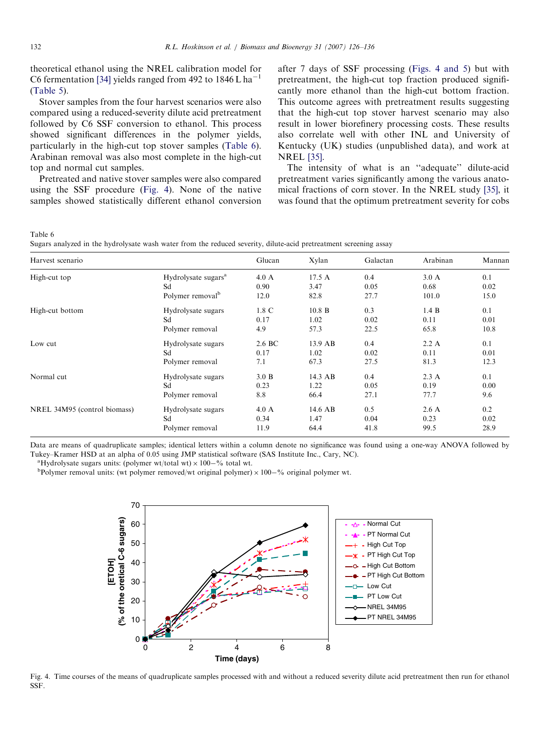theoretical ethanol using the NREL calibration model for C6 fermentation [34] yields ranged from 492 to 1846 L ha$^{-1}$ (Table 5).

Stover samples from the four harvest scenarios were also compared using a reduced-severity dilute acid pretreatment followed by C6 SSF conversion to ethanol. This process showed significant differences in the polymer yields, particularly in the high-cut top stover samples (Table 6). Arabinan removal was also most complete in the high-cut top and normal cut samples.

Pretreated and native stover samples were also compared using the SSF procedure (Fig. 4). None of the native samples showed statistically different ethanol conversion after 7 days of SSF processing (Figs. 4 and 5) but with pretreatment, the high-cut top fraction produced significantly more ethanol than the high-cut bottom fraction. This outcome agrees with pretreatment results suggesting that the high-cut top stover harvest scenario may also result in lower biorefinery processing costs. These results also correlate well with other INL and University of Kentucky (UK) studies (unpublished data), and work at NREL [35].

The intensity of what is an ''adequate'' dilute-acid pretreatment varies significantly among the various anatomical fractions of corn stover. In the NREL study [35], it was found that the optimum pretreatment severity for cobs

Table 6
Sugars analyzed in the hydrolysate wash water from the reduced severity, dilute-acid pretreatment screening assay

| Harvest scenario | | Glucan | Xylan | Galactan | Arabinan | Mannan |
|---|---|---|---|---|---|---|
| High-cut top | Hydrolysate sugars[a] | 4.0 A | 17.5 A | 0.4 | 3.0 A | 0.1 |
| | Sd | 0.90 | 3.47 | 0.05 | 0.68 | 0.02 |
| | Polymer removal[b] | 12.0 | 82.8 | 27.7 | 101.0 | 15.0 |
| High-cut bottom | Hydrolysate sugars | 1.8 C | 10.8 B | 0.3 | 1.4 B | 0.1 |
| | Sd | 0.17 | 1.02 | 0.02 | 0.11 | 0.01 |
| | Polymer removal | 4.9 | 57.3 | 22.5 | 65.8 | 10.8 |
| Low cut | Hydrolysate sugars | 2.6 BC | 13.9 AB | 0.4 | 2.2 A | 0.1 |
| | Sd | 0.17 | 1.02 | 0.02 | 0.11 | 0.01 |
| | Polymer removal | 7.1 | 67.3 | 27.5 | 81.3 | 12.3 |
| Normal cut | Hydrolysate sugars | 3.0 B | 14.3 AB | 0.4 | 2.3 A | 0.1 |
| | Sd | 0.23 | 1.22 | 0.05 | 0.19 | 0.00 |
| | Polymer removal | 8.8 | 66.4 | 27.1 | 77.7 | 9.6 |
| NREL 34M95 (control biomass) | Hydrolysate sugars | 4.0 A | 14.6 AB | 0.5 | 2.6 A | 0.2 |
| | Sd | 0.34 | 1.47 | 0.04 | 0.23 | 0.02 |
| | Polymer removal | 11.9 | 64.4 | 41.8 | 99.5 | 28.9 |

Data are means of quadruplicate samples; identical letters within a column denote no significance was found using a one-way ANOVA followed by Tukey–Kramer HSD at an alpha of 0.05 using JMP statistical software (SAS Institute Inc., Cary, NC).
[a]Hydrolysate sugars units: (polymer wt/total wt) × 100−% total wt.
[b]Polymer removal units: (wt polymer removed/wt original polymer) × 100−% original polymer wt.

Fig. 4. Time courses of the means of quadruplicate samples processed with and without a reduced severity dilute acid pretreatment then run for ethanol SSF.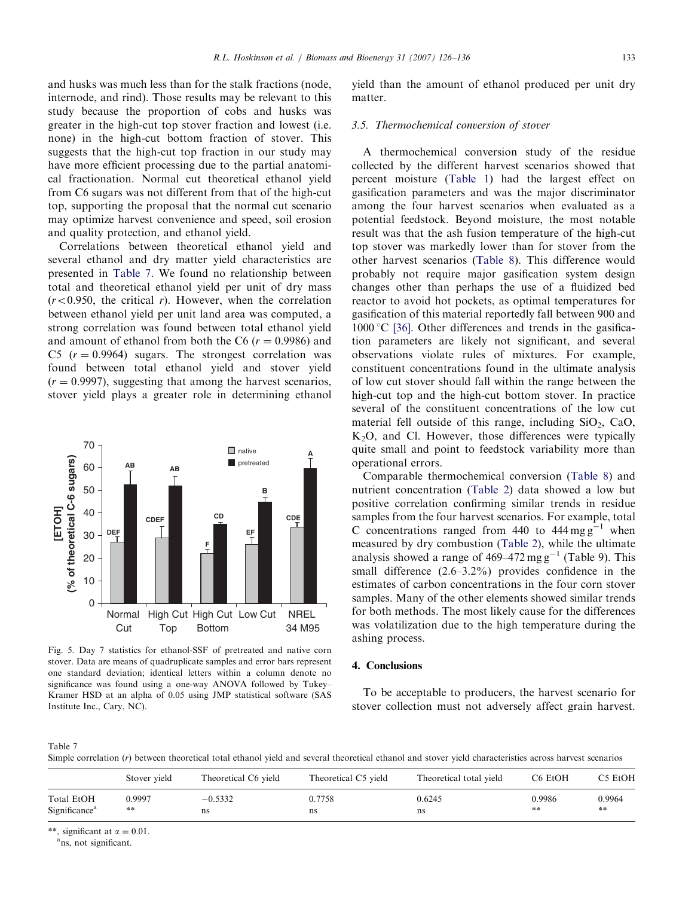and husks was much less than for the stalk fractions (node, internode, and rind). Those results may be relevant to this study because the proportion of cobs and husks was greater in the high-cut top stover fraction and lowest (i.e. none) in the high-cut bottom fraction of stover. This suggests that the high-cut top fraction in our study may have more efficient processing due to the partial anatomical fractionation. Normal cut theoretical ethanol yield from C6 sugars was not different from that of the high-cut top, supporting the proposal that the normal cut scenario may optimize harvest convenience and speed, soil erosion and quality protection, and ethanol yield.

Correlations between theoretical ethanol yield and several ethanol and dry matter yield characteristics are presented in Table 7. We found no relationship between total and theoretical ethanol yield per unit of dry mass ($r<0.950$, the critical $r$). However, when the correlation between ethanol yield per unit land area was computed, a strong correlation was found between total ethanol yield and amount of ethanol from both the C6 ($r = 0.9986$) and C5 ($r = 0.9964$) sugars. The strongest correlation was found between total ethanol yield and stover yield ($r = 0.9997$), suggesting that among the harvest scenarios, stover yield plays a greater role in determining ethanol yield than the amount of ethanol produced per unit dry matter.

Fig. 5. Day 7 statistics for ethanol-SSF of pretreated and native corn stover. Data are means of quadruplicate samples and error bars represent one standard deviation; identical letters within a column denote no significance was found using a one-way ANOVA followed by Tukey–Kramer HSD at an alpha of 0.05 using JMP statistical software (SAS Institute Inc., Cary, NC).

### 3.5. Thermochemical conversion of stover

A thermochemical conversion study of the residue collected by the different harvest scenarios showed that percent moisture (Table 1) had the largest effect on gasification parameters and was the major discriminator among the four harvest scenarios when evaluated as a potential feedstock. Beyond moisture, the most notable result was that the ash fusion temperature of the high-cut top stover was markedly lower than for stover from the other harvest scenarios (Table 8). This difference would probably not require major gasification system design changes other than perhaps the use of a fluidized bed reactor to avoid hot pockets, as optimal temperatures for gasification of this material reportedly fall between 900 and 1000 °C [36]. Other differences and trends in the gasification parameters are likely not significant, and several observations violate rules of mixtures. For example, constituent concentrations found in the ultimate analysis of low cut stover should fall within the range between the high-cut top and the high-cut bottom stover. In practice several of the constituent concentrations of the low cut material fell outside of this range, including $SiO_2$, $CaO$, $K_2O$, and Cl. However, those differences were typically quite small and point to feedstock variability more than operational errors.

Comparable thermochemical conversion (Table 8) and nutrient concentration (Table 2) data showed a low but positive correlation confirming similar trends in residue samples from the four harvest scenarios. For example, total C concentrations ranged from 440 to 444 mg g$^{-1}$ when measured by dry combustion (Table 2), while the ultimate analysis showed a range of 469–472 mg g$^{-1}$ (Table 9). This small difference (2.6–3.2%) provides confidence in the estimates of carbon concentrations in the four corn stover samples. Many of the other elements showed similar trends for both methods. The most likely cause for the differences was volatilization due to the high temperature during the ashing process.

## 4. Conclusions

To be acceptable to producers, the harvest scenario for stover collection must not adversely affect grain harvest.

Table 7
Simple correlation ($r$) between theoretical total ethanol yield and several theoretical ethanol and stover yield characteristics across harvest scenarios

| | Stover yield | Theoretical C6 yield | Theoretical C5 yield | Theoretical total yield | C6 EtOH | C5 EtOH |
|---|---|---|---|---|---|---|
| Total EtOH | 0.9997 | −0.5332 | 0.7758 | 0.6245 | 0.9986 | 0.9964 |
| Significance[a] | ** | ns | ns | ns | ** | ** |

**, significant at $\alpha = 0.01$.
[a]ns, not significant.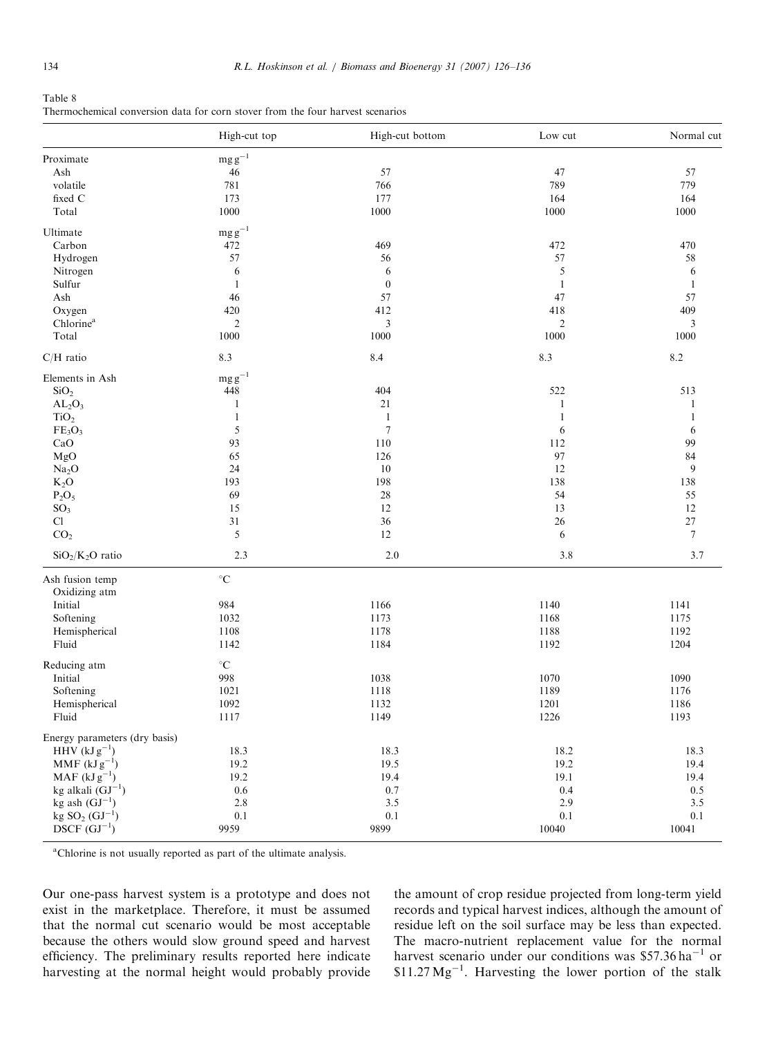Table 8
Thermochemical conversion data for corn stover from the four harvest scenarios

| | High-cut top | High-cut bottom | Low cut | Normal cut |
|---|---|---|---|---|
| Proximate | $mg\,g^{-1}$ | | | |
| Ash | 46 | 57 | 47 | 57 |
| volatile | 781 | 766 | 789 | 779 |
| fixed C | 173 | 177 | 164 | 164 |
| Total | 1000 | 1000 | 1000 | 1000 |
| Ultimate | $mg\,g^{-1}$ | | | |
| Carbon | 472 | 469 | 472 | 470 |
| Hydrogen | 57 | 56 | 57 | 58 |
| Nitrogen | 6 | 6 | 5 | 6 |
| Sulfur | 1 | 0 | 1 | 1 |
| Ash | 46 | 57 | 47 | 57 |
| Oxygen | 420 | 412 | 418 | 409 |
| Chlorine[a] | 2 | 3 | 2 | 3 |
| Total | 1000 | 1000 | 1000 | 1000 |
| C/H ratio | 8.3 | 8.4 | 8.3 | 8.2 |
| Elements in Ash | $mg\,g^{-1}$ | | | |
| $SiO_2$ | 448 | 404 | 522 | 513 |
| $AL_2O_3$ | 1 | 21 | 1 | 1 |
| $TiO_2$ | 1 | 1 | 1 | 1 |
| $FE_3O_3$ | 5 | 7 | 6 | 6 |
| CaO | 93 | 110 | 112 | 99 |
| MgO | 65 | 126 | 97 | 84 |
| $Na_2O$ | 24 | 10 | 12 | 9 |
| $K_2O$ | 193 | 198 | 138 | 138 |
| $P_2O_5$ | 69 | 28 | 54 | 55 |
| $SO_3$ | 15 | 12 | 13 | 12 |
| Cl | 31 | 36 | 26 | 27 |
| $CO_2$ | 5 | 12 | 6 | 7 |
| $SiO_2/K_2O$ ratio | 2.3 | 2.0 | 3.8 | 3.7 |
| Ash fusion temp | °C | | | |
| Oxidizing atm | | | | |
| Initial | 984 | 1166 | 1140 | 1141 |
| Softening | 1032 | 1173 | 1168 | 1175 |
| Hemispherical | 1108 | 1178 | 1188 | 1192 |
| Fluid | 1142 | 1184 | 1192 | 1204 |
| Reducing atm | °C | | | |
| Initial | 998 | 1038 | 1070 | 1090 |
| Softening | 1021 | 1118 | 1189 | 1176 |
| Hemispherical | 1092 | 1132 | 1201 | 1186 |
| Fluid | 1117 | 1149 | 1226 | 1193 |
| Energy parameters (dry basis) | | | | |
| HHV ($kJ\,g^{-1}$) | 18.3 | 18.3 | 18.2 | 18.3 |
| MMF ($kJ\,g^{-1}$) | 19.2 | 19.5 | 19.2 | 19.4 |
| MAF ($kJ\,g^{-1}$) | 19.2 | 19.4 | 19.1 | 19.4 |
| kg alkali ($GJ^{-1}$) | 0.6 | 0.7 | 0.4 | 0.5 |
| kg ash ($GJ^{-1}$) | 2.8 | 3.5 | 2.9 | 3.5 |
| kg $SO_2$ ($GJ^{-1}$) | 0.1 | 0.1 | 0.1 | 0.1 |
| DSCF ($GJ^{-1}$) | 9959 | 9899 | 10040 | 10041 |

[a]Chlorine is not usually reported as part of the ultimate analysis.

Our one-pass harvest system is a prototype and does not exist in the marketplace. Therefore, it must be assumed that the normal cut scenario would be most acceptable because the others would slow ground speed and harvest efficiency. The preliminary results reported here indicate harvesting at the normal height would probably provide the amount of crop residue projected from long-term yield records and typical harvest indices, although the amount of residue left on the soil surface may be less than expected. The macro-nutrient replacement value for the normal harvest scenario under our conditions was $57.36 $ha^{-1}$ or $11.27 $Mg^{-1}$. Harvesting the lower portion of the stalk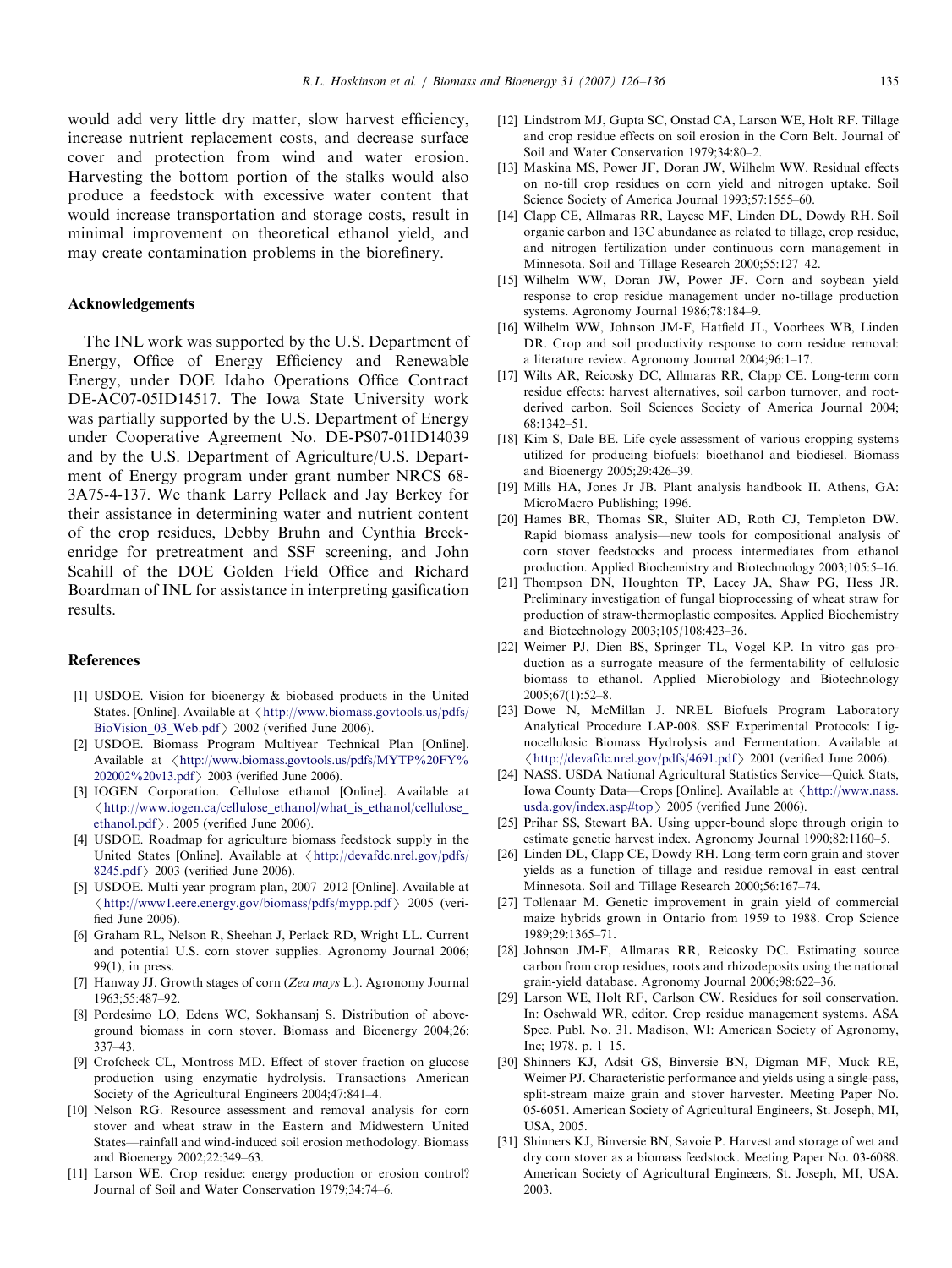would add very little dry matter, slow harvest efficiency, increase nutrient replacement costs, and decrease surface cover and protection from wind and water erosion. Harvesting the bottom portion of the stalks would also produce a feedstock with excessive water content that would increase transportation and storage costs, result in minimal improvement on theoretical ethanol yield, and may create contamination problems in the biorefinery.

## Acknowledgements

The INL work was supported by the U.S. Department of Energy, Office of Energy Efficiency and Renewable Energy, under DOE Idaho Operations Office Contract DE-AC07-05ID14517. The Iowa State University work was partially supported by the U.S. Department of Energy under Cooperative Agreement No. DE-PS07-01ID14039 and by the U.S. Department of Agriculture/U.S. Department of Energy program under grant number NRCS 68-3A75-4-137. We thank Larry Pellack and Jay Berkey for their assistance in determining water and nutrient content of the crop residues, Debby Bruhn and Cynthia Breckenridge for pretreatment and SSF screening, and John Scahill of the DOE Golden Field Office and Richard Boardman of INL for assistance in interpreting gasification results.

## References

[1] USDOE. Vision for bioenergy & biobased products in the United States. [Online]. Available at ⟨http://www.biomass.govtools.us/pdfs/BioVision_03_Web.pdf⟩ 2002 (verified June 2006).

[2] USDOE. Biomass Program Multiyear Technical Plan [Online]. Available at ⟨http://www.biomass.govtools.us/pdfs/MYTP%20FY%202002%20v13.pdf⟩ 2003 (verified June 2006).

[3] IOGEN Corporation. Cellulose ethanol [Online]. Available at ⟨http://www.iogen.ca/cellulose_ethanol/what_is_ethanol/cellulose_ethanol.pdf⟩. 2005 (verified June 2006).

[4] USDOE. Roadmap for agriculture biomass feedstock supply in the United States [Online]. Available at ⟨http://devafdc.nrel.gov/pdfs/8245.pdf⟩ 2003 (verified June 2006).

[5] USDOE. Multi year program plan, 2007–2012 [Online]. Available at ⟨http://www1.eere.energy.gov/biomass/pdfs/mypp.pdf⟩ 2005 (verified June 2006).

[6] Graham RL, Nelson R, Sheehan J, Perlack RD, Wright LL. Current and potential U.S. corn stover supplies. Agronomy Journal 2006; 99(1), in press.

[7] Hanway JJ. Growth stages of corn (*Zea mays* L.). Agronomy Journal 1963;55:487–92.

[8] Pordesimo LO, Edens WC, Sokhansanj S. Distribution of aboveground biomass in corn stover. Biomass and Bioenergy 2004;26: 337–43.

[9] Crofcheck CL, Montross MD. Effect of stover fraction on glucose production using enzymatic hydrolysis. Transactions American Society of the Agricultural Engineers 2004;47:841–4.

[10] Nelson RG. Resource assessment and removal analysis for corn stover and wheat straw in the Eastern and Midwestern United States—rainfall and wind-induced soil erosion methodology. Biomass and Bioenergy 2002;22:349–63.

[11] Larson WE. Crop residue: energy production or erosion control? Journal of Soil and Water Conservation 1979;34:74–6.

[12] Lindstrom MJ, Gupta SC, Onstad CA, Larson WE, Holt RF. Tillage and crop residue effects on soil erosion in the Corn Belt. Journal of Soil and Water Conservation 1979;34:80–2.

[13] Maskina MS, Power JF, Doran JW, Wilhelm WW. Residual effects on no-till crop residues on corn yield and nitrogen uptake. Soil Science Society of America Journal 1993;57:1555–60.

[14] Clapp CE, Allmaras RR, Layese MF, Linden DL, Dowdy RH. Soil organic carbon and 13C abundance as related to tillage, crop residue, and nitrogen fertilization under continuous corn management in Minnesota. Soil and Tillage Research 2000;55:127–42.

[15] Wilhelm WW, Doran JW, Power JF. Corn and soybean yield response to crop residue management under no-tillage production systems. Agronomy Journal 1986;78:184–9.

[16] Wilhelm WW, Johnson JM-F, Hatfield JL, Voorhees WB, Linden DR. Crop and soil productivity response to corn residue removal: a literature review. Agronomy Journal 2004;96:1–17.

[17] Wilts AR, Reicosky DC, Allmaras RR, Clapp CE. Long-term corn residue effects: harvest alternatives, soil carbon turnover, and root-derived carbon. Soil Sciences Society of America Journal 2004; 68:1342–51.

[18] Kim S, Dale BE. Life cycle assessment of various cropping systems utilized for producing biofuels: bioethanol and biodiesel. Biomass and Bioenergy 2005;29:426–39.

[19] Mills HA, Jones Jr JB. Plant analysis handbook II. Athens, GA: MicroMacro Publishing; 1996.

[20] Hames BR, Thomas SR, Sluiter AD, Roth CJ, Templeton DW. Rapid biomass analysis—new tools for compositional analysis of corn stover feedstocks and process intermediates from ethanol production. Applied Biochemistry and Biotechnology 2003;105:5–16.

[21] Thompson DN, Houghton TP, Lacey JA, Shaw PG, Hess JR. Preliminary investigation of fungal bioprocessing of wheat straw for production of straw-thermoplastic composites. Applied Biochemistry and Biotechnology 2003;105/108:423–36.

[22] Weimer PJ, Dien BS, Springer TL, Vogel KP. In vitro gas production as a surrogate measure of the fermentability of cellulosic biomass to ethanol. Applied Microbiology and Biotechnology 2005;67(1):52–8.

[23] Dowe N, McMillan J. NREL Biofuels Program Laboratory Analytical Procedure LAP-008. SSF Experimental Protocols: Lignocellulosic Biomass Hydrolysis and Fermentation. Available at ⟨http://devafdc.nrel.gov/pdfs/4691.pdf⟩ 2001 (verified June 2006).

[24] NASS. USDA National Agricultural Statistics Service—Quick Stats, Iowa County Data—Crops [Online]. Available at ⟨http://www.nass.usda.gov/index.asp#top⟩ 2005 (verified June 2006).

[25] Prihar SS, Stewart BA. Using upper-bound slope through origin to estimate genetic harvest index. Agronomy Journal 1990;82:1160–5.

[26] Linden DL, Clapp CE, Dowdy RH. Long-term corn grain and stover yields as a function of tillage and residue removal in east central Minnesota. Soil and Tillage Research 2000;56:167–74.

[27] Tollenaar M. Genetic improvement in grain yield of commercial maize hybrids grown in Ontario from 1959 to 1988. Crop Science 1989;29:1365–71.

[28] Johnson JM-F, Allmaras RR, Reicosky DC. Estimating source carbon from crop residues, roots and rhizodeposits using the national grain-yield database. Agronomy Journal 2006;98:622–36.

[29] Larson WE, Holt RF, Carlson CW. Residues for soil conservation. In: Oschwald WR, editor. Crop residue management systems. ASA Spec. Publ. No. 31. Madison, WI: American Society of Agronomy, Inc; 1978. p. 1–15.

[30] Shinners KJ, Adsit GS, Binversie BN, Digman MF, Muck RE, Weimer PJ. Characteristic performance and yields using a single-pass, split-stream maize grain and stover harvester. Meeting Paper No. 05-6051. American Society of Agricultural Engineers, St. Joseph, MI, USA, 2005.

[31] Shinners KJ, Binversie BN, Savoie P. Harvest and storage of wet and dry corn stover as a biomass feedstock. Meeting Paper No. 03-6088. American Society of Agricultural Engineers, St. Joseph, MI, USA. 2003.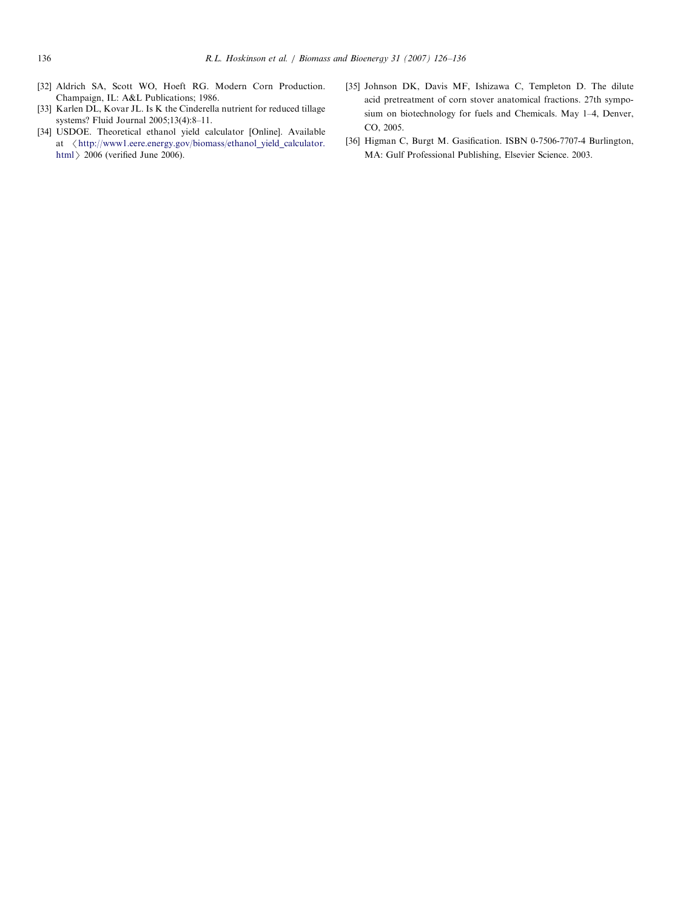[32] Aldrich SA, Scott WO, Hoeft RG. Modern Corn Production. Champaign, IL: A&L Publications; 1986.

[33] Karlen DL, Kovar JL. Is K the Cinderella nutrient for reduced tillage systems? Fluid Journal 2005;13(4):8–11.

[34] USDOE. Theoretical ethanol yield calculator [Online]. Available at 〈http://www1.eere.energy.gov/biomass/ethanol_yield_calculator.html〉 2006 (verified June 2006).

[35] Johnson DK, Davis MF, Ishizawa C, Templeton D. The dilute acid pretreatment of corn stover anatomical fractions. 27th symposium on biotechnology for fuels and Chemicals. May 1–4, Denver, CO, 2005.

[36] Higman C, Burgt M. Gasification. ISBN 0-7506-7707-4 Burlington, MA: Gulf Professional Publishing, Elsevier Science. 2003.